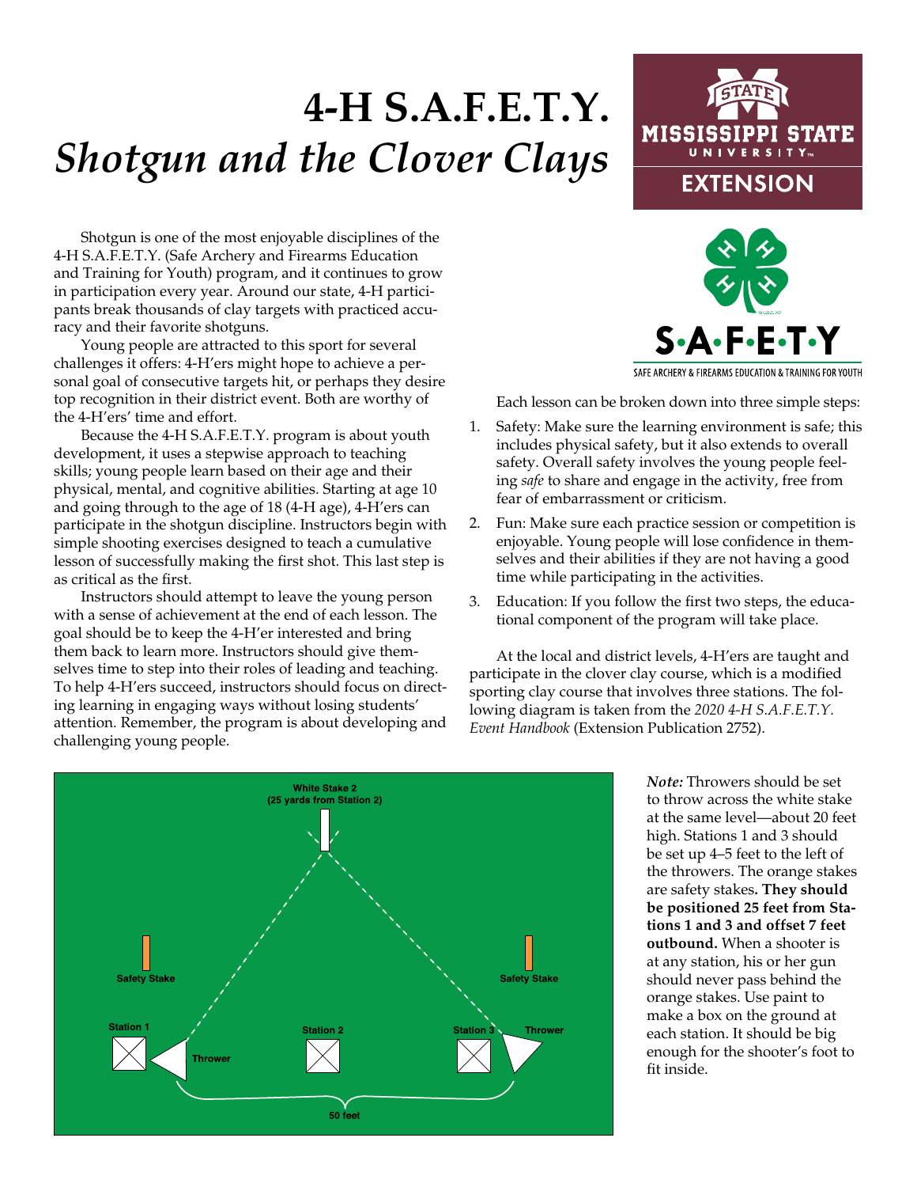# 4-H S.A.F.E.T.Y.

# *Shotgun and the Clover Clays*

Shotgun is one of the most enjoyable disciplines of the 4-H S.A.F.E.T.Y. (Safe Archery and Firearms Education and Training for Youth) program, and it continues to grow in participation every year. Around our state, 4-H participants break thousands of clay targets with practiced accuracy and their favorite shotguns.

Young people are attracted to this sport for several challenges it offers: 4-H'ers might hope to achieve a personal goal of consecutive targets hit, or perhaps they desire top recognition in their district event. Both are worthy of the 4-H'ers' time and effort.

Because the 4-H S.A.F.E.T.Y. program is about youth development, it uses a stepwise approach to teaching skills; young people learn based on their age and their physical, mental, and cognitive abilities. Starting at age 10 and going through to the age of 18 (4-H age), 4-H'ers can participate in the shotgun discipline. Instructors begin with simple shooting exercises designed to teach a cumulative lesson of successfully making the first shot. This last step is as critical as the first.

Instructors should attempt to leave the young person with a sense of achievement at the end of each lesson. The goal should be to keep the 4-H'er interested and bring them back to learn more. Instructors should give themselves time to step into their roles of leading and teaching. To help 4-H'ers succeed, instructors should focus on directing learning in engaging ways without losing students' attention. Remember, the program is about developing and challenging young people.

Each lesson can be broken down into three simple steps:

1. Safety: Make sure the learning environment is safe; this includes physical safety, but it also extends to overall safety. Overall safety involves the young people feeling *safe* to share and engage in the activity, free from fear of embarrassment or criticism.
2. Fun: Make sure each practice session or competition is enjoyable. Young people will lose confidence in themselves and their abilities if they are not having a good time while participating in the activities.
3. Education: If you follow the first two steps, the educational component of the program will take place.

At the local and district levels, 4-H'ers are taught and participate in the clover clay course, which is a modified sporting clay course that involves three stations. The following diagram is taken from the *2020 4-H S.A.F.E.T.Y. Event Handbook* (Extension Publication 2752).

White Stake 2 (25 yards from Station 2)

Safety Stake | Safety Stake

Station 1 | Thrower | Station 2 | Station 3 | Thrower

50 feet

***Note:*** Throwers should be set to throw across the white stake at the same level—about 20 feet high. Stations 1 and 3 should be set up 4–5 feet to the left of the throwers. The orange stakes are safety stakes**. They should be positioned 25 feet from Stations 1 and 3 and offset 7 feet outbound.** When a shooter is at any station, his or her gun should never pass behind the orange stakes. Use paint to make a box on the ground at each station. It should be big enough for the shooter's foot to fit inside.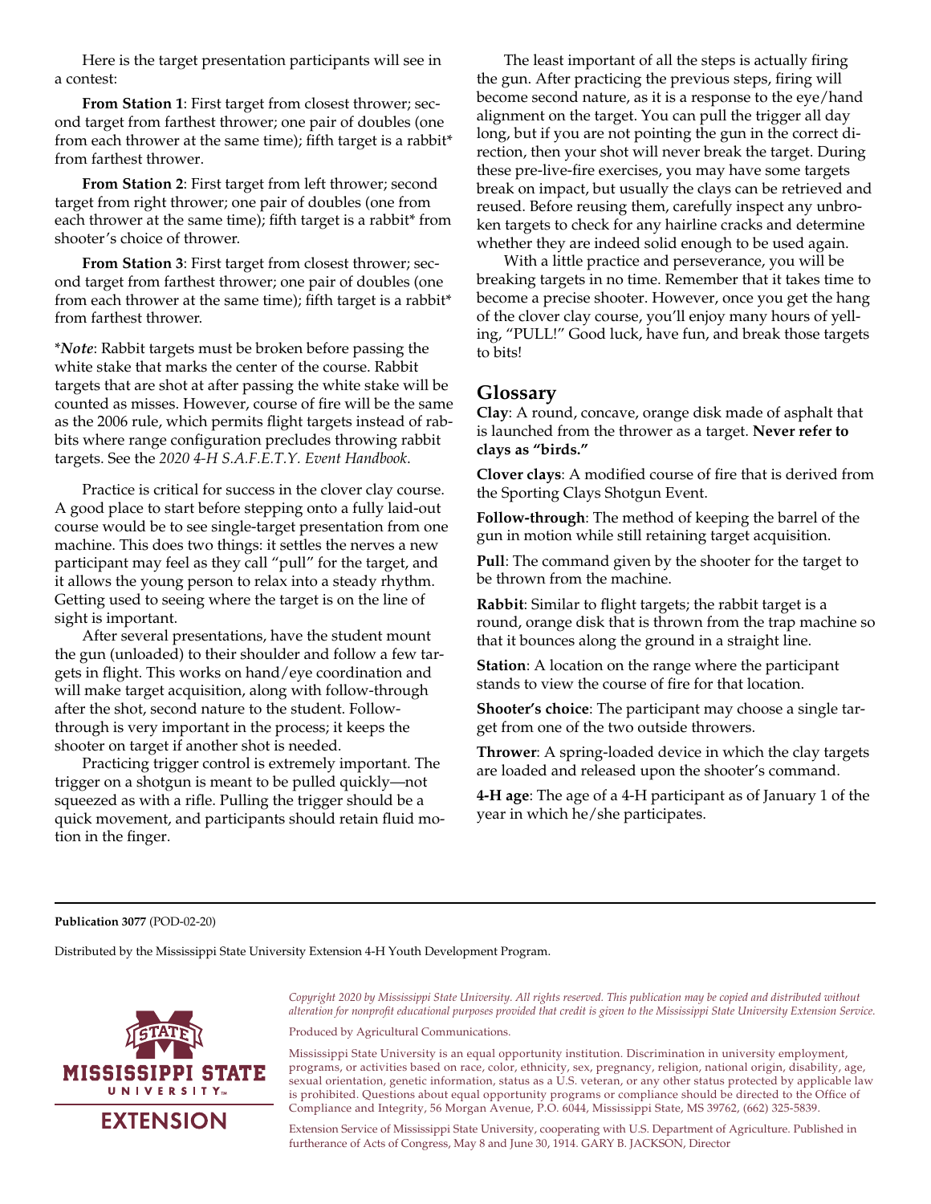Here is the target presentation participants will see in a contest:

**From Station 1**: First target from closest thrower; second target from farthest thrower; one pair of doubles (one from each thrower at the same time); fifth target is a rabbit* from farthest thrower.

**From Station 2**: First target from left thrower; second target from right thrower; one pair of doubles (one from each thrower at the same time); fifth target is a rabbit* from shooter's choice of thrower.

**From Station 3**: First target from closest thrower; second target from farthest thrower; one pair of doubles (one from each thrower at the same time); fifth target is a rabbit* from farthest thrower.

\****Note***: Rabbit targets must be broken before passing the white stake that marks the center of the course. Rabbit targets that are shot at after passing the white stake will be counted as misses. However, course of fire will be the same as the 2006 rule, which permits flight targets instead of rabbits where range configuration precludes throwing rabbit targets. See the *2020 4-H S.A.F.E.T.Y. Event Handbook*.

Practice is critical for success in the clover clay course. A good place to start before stepping onto a fully laid-out course would be to see single-target presentation from one machine. This does two things: it settles the nerves a new participant may feel as they call "pull" for the target, and it allows the young person to relax into a steady rhythm. Getting used to seeing where the target is on the line of sight is important.

After several presentations, have the student mount the gun (unloaded) to their shoulder and follow a few targets in flight. This works on hand/eye coordination and will make target acquisition, along with follow-through after the shot, second nature to the student. Follow-through is very important in the process; it keeps the shooter on target if another shot is needed.

Practicing trigger control is extremely important. The trigger on a shotgun is meant to be pulled quickly—not squeezed as with a rifle. Pulling the trigger should be a quick movement, and participants should retain fluid motion in the finger.

The least important of all the steps is actually firing the gun. After practicing the previous steps, firing will become second nature, as it is a response to the eye/hand alignment on the target. You can pull the trigger all day long, but if you are not pointing the gun in the correct direction, then your shot will never break the target. During these pre-live-fire exercises, you may have some targets break on impact, but usually the clays can be retrieved and reused. Before reusing them, carefully inspect any unbroken targets to check for any hairline cracks and determine whether they are indeed solid enough to be used again.

With a little practice and perseverance, you will be breaking targets in no time. Remember that it takes time to become a precise shooter. However, once you get the hang of the clover clay course, you'll enjoy many hours of yelling, "PULL!" Good luck, have fun, and break those targets to bits!

## Glossary

**Clay**: A round, concave, orange disk made of asphalt that is launched from the thrower as a target. **Never refer to clays as "birds."**

**Clover clays**: A modified course of fire that is derived from the Sporting Clays Shotgun Event.

**Follow-through**: The method of keeping the barrel of the gun in motion while still retaining target acquisition.

**Pull**: The command given by the shooter for the target to be thrown from the machine.

**Rabbit**: Similar to flight targets; the rabbit target is a round, orange disk that is thrown from the trap machine so that it bounces along the ground in a straight line.

**Station**: A location on the range where the participant stands to view the course of fire for that location.

**Shooter's choice**: The participant may choose a single target from one of the two outside throwers.

**Thrower**: A spring-loaded device in which the clay targets are loaded and released upon the shooter's command.

**4-H age**: The age of a 4-H participant as of January 1 of the year in which he/she participates.

---

**Publication 3077** (POD-02-20)

Distributed by the Mississippi State University Extension 4-H Youth Development Program.

MISSISSIPPI STATE UNIVERSITY EXTENSION

*Copyright 2020 by Mississippi State University. All rights reserved. This publication may be copied and distributed without alteration for nonprofit educational purposes provided that credit is given to the Mississippi State University Extension Service.*

Produced by Agricultural Communications.

Mississippi State University is an equal opportunity institution. Discrimination in university employment, programs, or activities based on race, color, ethnicity, sex, pregnancy, religion, national origin, disability, age, sexual orientation, genetic information, status as a U.S. veteran, or any other status protected by applicable law is prohibited. Questions about equal opportunity programs or compliance should be directed to the Office of Compliance and Integrity, 56 Morgan Avenue, P.O. 6044, Mississippi State, MS 39762, (662) 325-5839.

Extension Service of Mississippi State University, cooperating with U.S. Department of Agriculture. Published in furtherance of Acts of Congress, May 8 and June 30, 1914. GARY B. JACKSON, Director